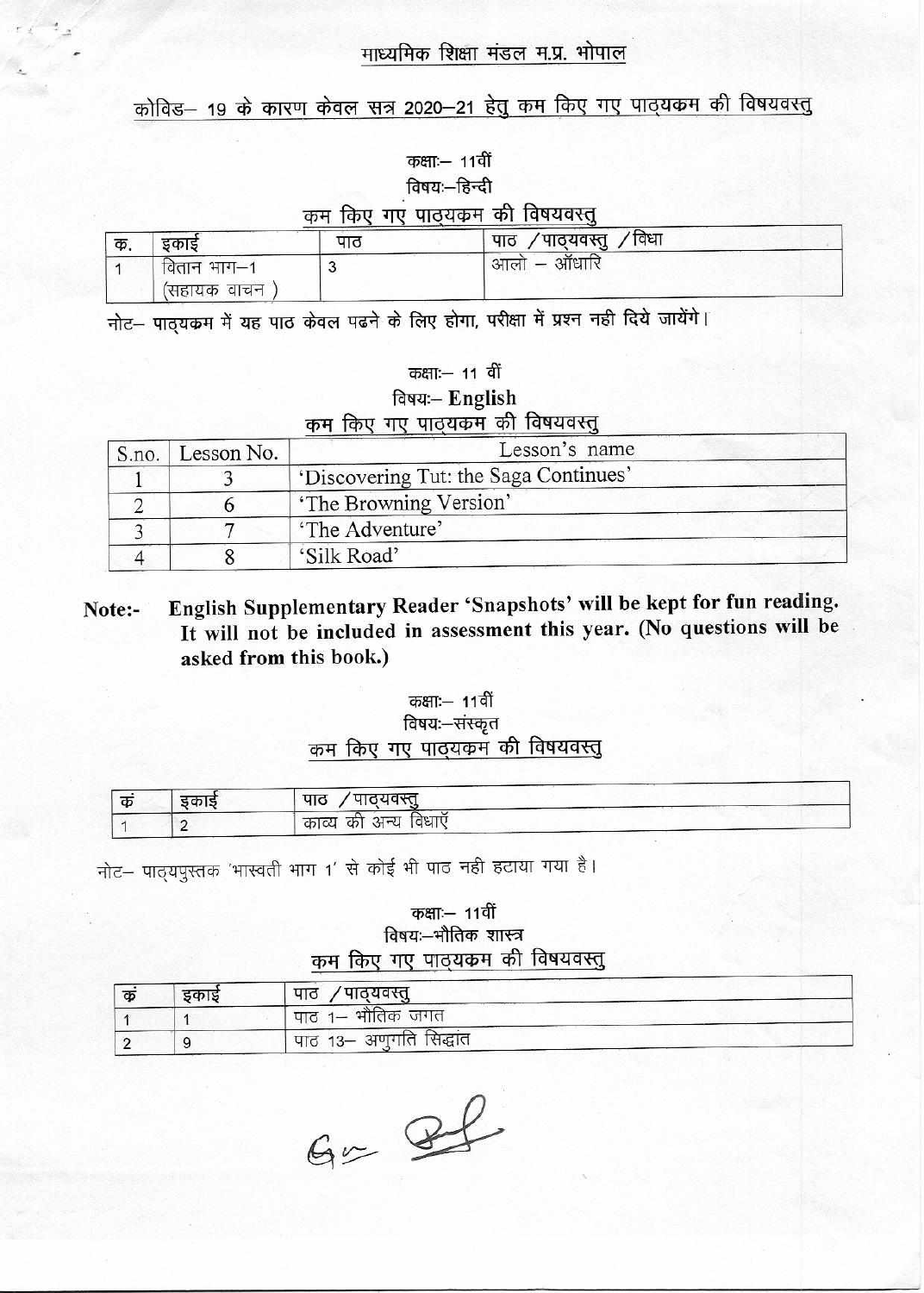## माध्यमिक शिक्षा मंडल म.प्र. भोपाल

### कोविड– 19 के कारण केवल सत्र 2020–21 हेतु कम किए गए पाठ्यक्रम की विषयवस्तु

कक्षा:– 11वीं

विषय:–हिन्दी

**कम किए गए पाठ्यक्रम की विषयवस्तु**

| क. | इकाई | पाठ | पाठ /पाठ्यवस्तु /विधा |
|---|---|---|---|
| 1 | वितान भाग–1 (सहायक वाचन) | 3 | आलो – आँधारि |

नोट– पाठ्यक्रम में यह पाठ केवल पढने के लिए होगा, परीक्षा में प्रश्न नही दिये जायेंगे।

कक्षा:– 11 वीं

विषय:– **English**

**कम किए गए पाठ्यक्रम की विषयवस्तु**

| S.no. | Lesson No. | Lesson's name |
|---|---|---|
| 1 | 3 | 'Discovering Tut: the Saga Continues' |
| 2 | 6 | 'The Browning Version' |
| 3 | 7 | 'The Adventure' |
| 4 | 8 | 'Silk Road' |

**Note:- English Supplementary Reader 'Snapshots' will be kept for fun reading. It will not be included in assessment this year. (No questions will be asked from this book.)**

कक्षा:– 11वीं

विषय:–संस्कृत

**कम किए गए पाठ्यक्रम की विषयवस्तु**

| कं | इकाई | पाठ /पाठ्यवस्तु |
|---|---|---|
| 1 | 2 | काव्य की अन्य विधाएँ |

नोट– पाठ्यपुस्तक 'भास्वती भाग 1' से कोई भी पाठ नही हटाया गया है।

कक्षा:– 11वीं

विषय:–भौतिक शास्त्र

**कम किए गए पाठ्यक्रम की विषयवस्तु**

| कं | इकाई | पाठ /पाठ्यवस्तु |
|---|---|---|
| 1 | 1 | पाठ 1– भौतिक जगत |
| 2 | 9 | पाठ 13– अणुगति सिद्धांत |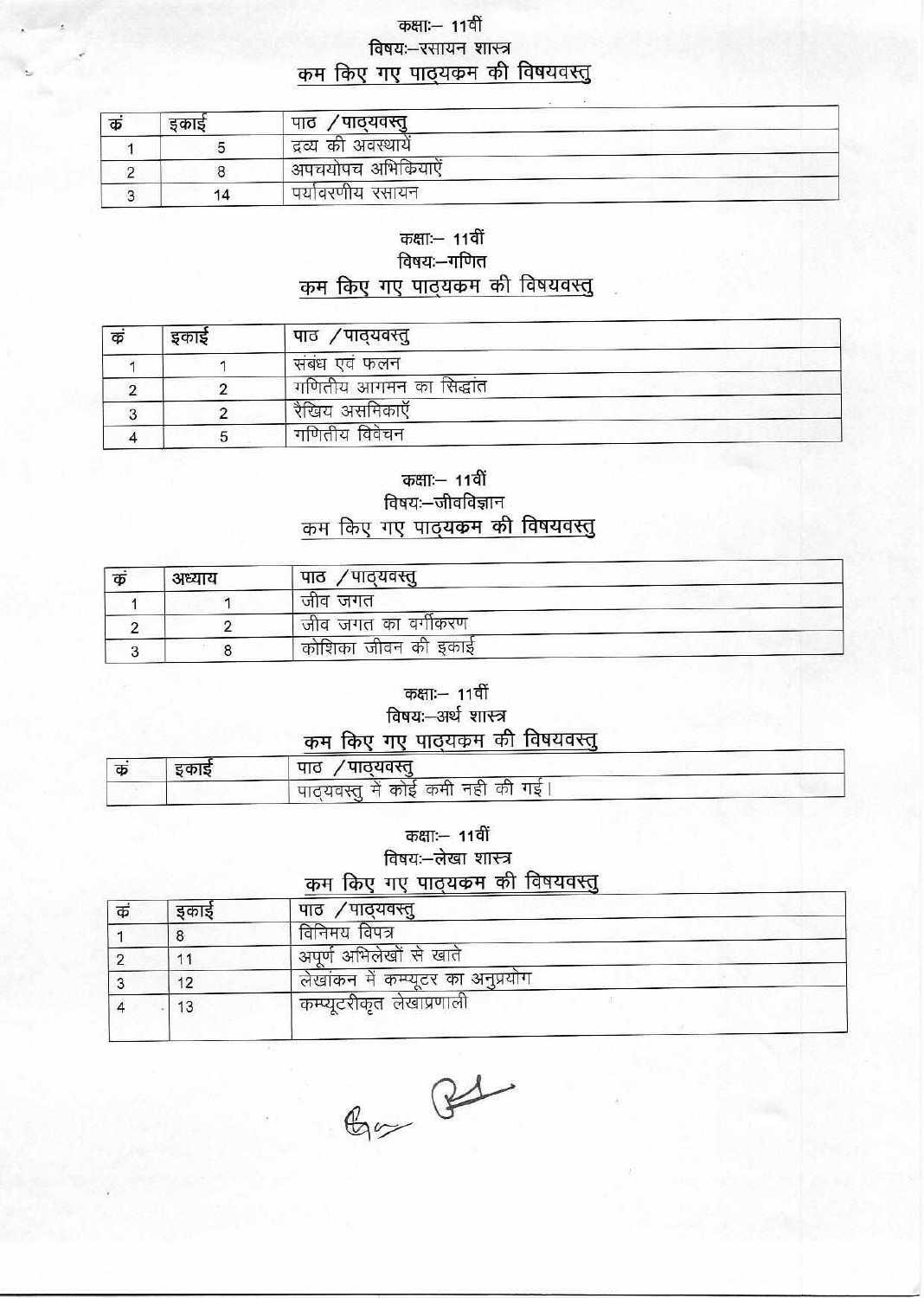## कक्षा:– 11वीं

### विषय:–रसायन शास्त्र

### कम किए गए पाठ्यक्रम की विषयवस्तु

| कं | इकाई | पाठ /पाठ्यवस्तु |
|---|---|---|
| 1 | 5 | द्रव्य की अवस्थायें |
| 2 | 8 | अपचयोपच अभिक्रियाऐं |
| 3 | 14 | पर्यावरणीय रसायन |

## कक्षा:– 11वीं

### विषय:–गणित

### कम किए गए पाठ्यक्रम की विषयवस्तु

| कं | इकाई | पाठ /पाठ्यवस्तु |
|---|---|---|
| 1 | 1 | संबंध एवं फलन |
| 2 | 2 | गणितीय आगमन का सिद्धांत |
| 3 | 2 | रैखिय असमिकाएँ |
| 4 | 5 | गणितीय विवेचन |

## कक्षा:– 11वीं

### विषय:–जीवविज्ञान

### कम किए गए पाठ्यक्रम की विषयवस्तु

| कं | अध्याय | पाठ /पाठ्यवस्तु |
|---|---|---|
| 1 | 1 | जीव जगत |
| 2 | 2 | जीव जगत का वर्गीकरण |
| 3 | 8 | कोशिका जीवन की इकाई |

## कक्षा:– 11वीं

### विषय:–अर्थ शास्त्र

### कम किए गए पाठ्यक्रम की विषयवस्तु

| कं | इकाई | पाठ /पाठ्यवस्तु |
|---|---|---|
| | | पाठ्यवस्तु में कोई कमी नही की गई। |

## कक्षा:– 11वीं

### विषय:–लेखा शास्त्र

### कम किए गए पाठ्यक्रम की विषयवस्तु

| कं | इकाई | पाठ /पाठ्यवस्तु |
|---|---|---|
| 1 | 8 | विनिमय विपत्र |
| 2 | 11 | अपूर्ण अभिलेखों से खाते |
| 3 | 12 | लेखांकन में कम्प्यूटर का अनुप्रयोग |
| 4 | 13 | कम्प्यूटरीकृत लेखाप्रणाली |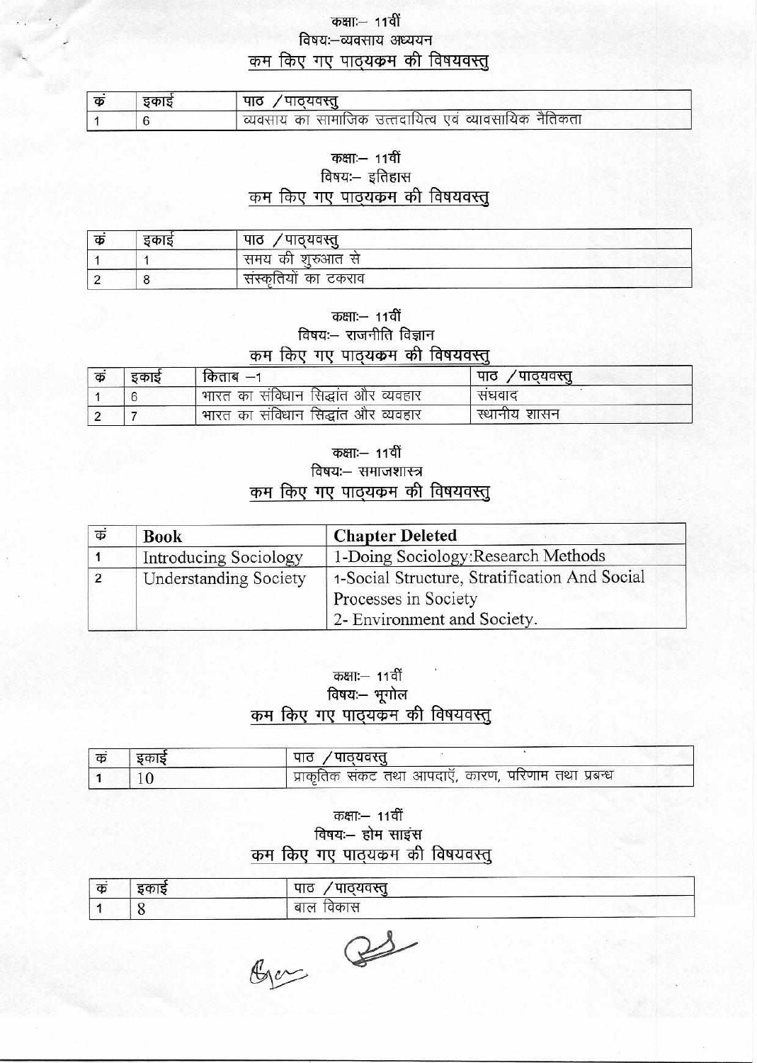कक्षाः– 11वीं

विषयः–व्यवसाय अध्ययन

## कम किए गए पाठ्यक्रम की विषयवस्तु

| क्रं | इकाई | पाठ /पाठ्यवस्तु |
|---|---|---|
| 1 | 6 | व्यवसाय का सामाजिक उत्तदायित्व एवं व्यावसायिक नैतिकता |

कक्षाः– 11वीं

विषयः– इतिहास

## कम किए गए पाठ्यक्रम की विषयवस्तु

| क्रं | इकाई | पाठ /पाठ्यवस्तु |
|---|---|---|
| 1 | 1 | समय की शुरुआत से |
| 2 | 8 | संस्कृतियों का टकराव |

कक्षाः– 11वीं

विषयः– राजनीति विज्ञान

## कम किए गए पाठ्यक्रम की विषयवस्तु

| क्रं | इकाई | किताब –1 | पाठ /पाठ्यवस्तु |
|---|---|---|---|
| 1 | 6 | भारत का संविधान सिद्धांत और व्यवहार | संघवाद |
| 2 | 7 | भारत का संविधान सिद्धांत और व्यवहार | स्थानीय शासन |

कक्षाः– 11वीं

विषयः– समाजशास्त्र

## कम किए गए पाठ्यक्रम की विषयवस्तु

| क्रं | Book | Chapter Deleted |
|---|---|---|
| 1 | Introducing Sociology | 1-Doing Sociology:Research Methods |
| 2 | Understanding Society | 1-Social Structure, Stratification And Social Processes in Society<br>2- Environment and Society. |

कक्षाः– 11वीं

विषयः– भूगोल

## कम किए गए पाठ्यक्रम की विषयवस्तु

| क्रं | इकाई | पाठ /पाठ्यवस्तु |
|---|---|---|
| 1 | 10 | प्राकृतिक संकट तथा आपदाएँ, कारण, परिणाम तथा प्रबन्ध |

कक्षाः– 11वीं

विषयः– होम साइंस

## कम किए गए पाठ्यक्रम की विषयवस्तु

| क्रं | इकाई | पाठ /पाठ्यवस्तु |
|---|---|---|
| 1 | 8 | बाल विकास |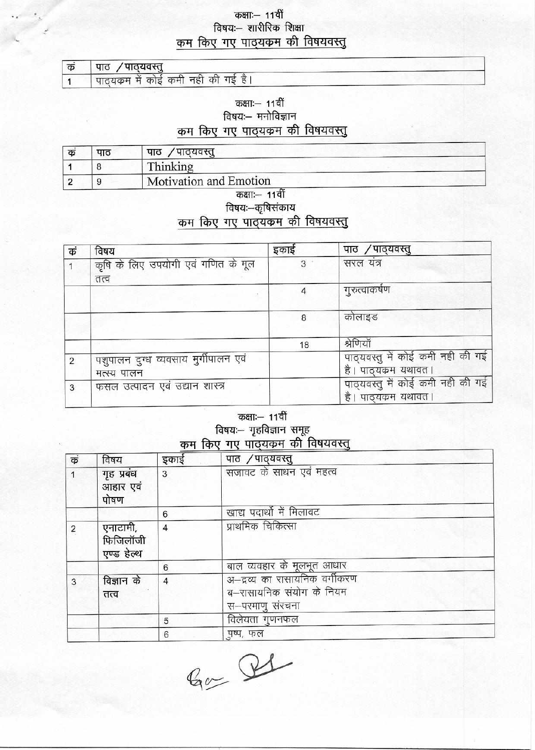## कक्षाः– 11वीं
## विषयः– शारीरिक शिक्षा
## कम किए गए पाठ्यक्रम की विषयवस्तु

| कं | पाठ /पाठ्यवस्तु |
|---|---|
| 1 | पाठ्यक्रम में कोई कमी नही की गई है। |

## कक्षाः– 11वीं
## विषयः– मनोविज्ञान
## कम किए गए पाठ्यक्रम की विषयवस्तु

| कं | पाठ | पाठ /पाठ्यवस्तु |
|---|---|---|
| 1 | 8 | Thinking |
| 2 | 9 | Motivation and Emotion |

## कक्षाः– 11वीं
## विषयः–कृषिसंकाय
## कम किए गए पाठ्यक्रम की विषयवस्तु

| कं | विषय | इकाई | पाठ /पाठ्यवस्तु |
|---|---|---|---|
| 1 | कृषि के लिए उपयोगी एवं गणित के मूल तत्व | 3 | सरल यंत्र |
| | | 4 | गुरुत्वाकर्षण |
| | | 8 | कोलाइड |
| | | 18 | श्रेणियॉ |
| 2 | पशुपालन दुग्ध व्यवसाय मुर्गीपालन एवं मत्स्य पालन | | पाठ्यवस्तु में कोई कमी नही की गई है। पाठ्यक्रम यथावत। |
| 3 | फसल उत्पादन एवं उद्यान शास्त्र | | पाठ्यवस्तु में कोई कमी नही की गई है। पाठ्यक्रम यथावत। |

## कक्षाः– 11वीं
## विषयः– गृहविज्ञान समूह
## कम किए गए पाठ्यक्रम की विषयवस्तु

| कं | विषय | इकाई | पाठ /पाठ्यवस्तु |
|---|---|---|---|
| 1 | गृह प्रबंध आहार एवं पोषण | 3 | सजावट के साधन एवं महत्व |
| | | 6 | खाद्य पदार्थो में मिलावट |
| 2 | एनाटामी, फिजिलॉजी एण्ड हेल्थ | 4 | प्राथमिक चिकित्सा |
| | | 6 | बाल व्यवहार के मूलभूत आधार |
| 3 | विज्ञान के तत्व | 4 | अ–द्रव्य का रासायनिक वर्गीकरण<br>ब–रासायनिक संयोग के नियम<br>स–परमाणु संरचना |
| | | 5 | विलेयता गुणनफल |
| | | 6 | पुष्प, फल |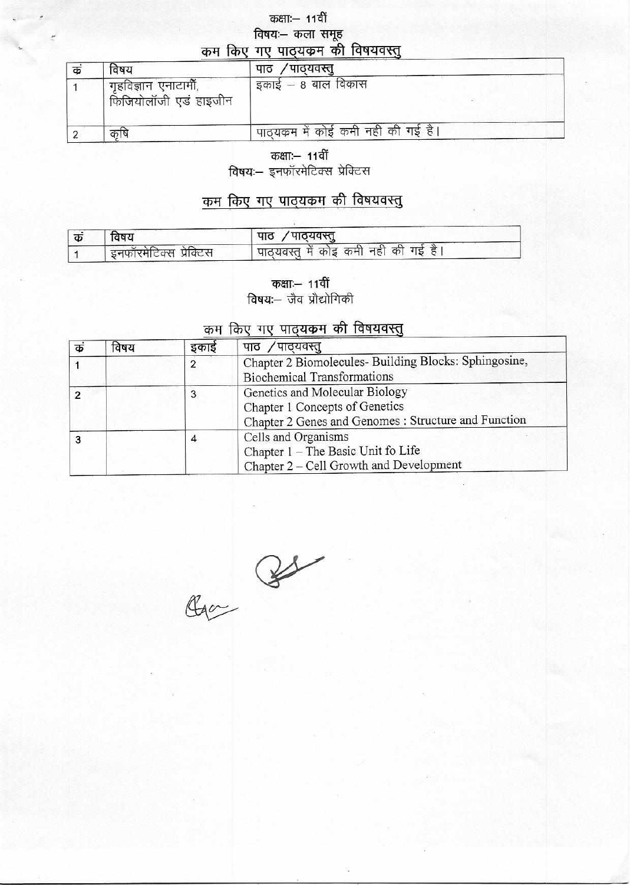कक्षा:— 11वीं

विषय:— कला समूह

## कम किए गए पाठ्यक्रम की विषयवस्तु

| क्रं | विषय | पाठ / पाठ्यवस्तु |
|---|---|---|
| 1 | गृहविज्ञान एनाटामीं, फिजियोलॉजी एवं हाइजीन | इकाई – 8 बाल विकास |
| 2 | कृषि | पाठ्यक्रम में कोई कमी नही की गई है। |

कक्षा:— 11वीं

विषय:— इनफॉरमेटिक्स प्रेक्टिस

## कम किए गए पाठ्यक्रम की विषयवस्तु

| क्रं | विषय | पाठ / पाठ्यवस्तु |
|---|---|---|
| 1 | इनफॉरमेटिक्स प्रेक्टिस | पाठ्यवस्तु में कोइ कमी नही की गई है। |

कक्षा:— 11वीं

विषय:— जैव प्रौद्योगिकी

## कम किए गए पाठ्यक्रम की विषयवस्तु

| क्रं | विषय | इकाई | पाठ / पाठ्यवस्तु |
|---|---|---|---|
| 1 | | 2 | Chapter 2 Biomolecules- Building Blocks: Sphingosine, Biochemical Transformations |
| 2 | | 3 | Genetics and Molecular Biology<br>Chapter 1 Concepts of Genetics<br>Chapter 2 Genes and Genomes : Structure and Function |
| 3 | | 4 | Cells and Organisms<br>Chapter 1 – The Basic Unit fo Life<br>Chapter 2 – Cell Growth and Development |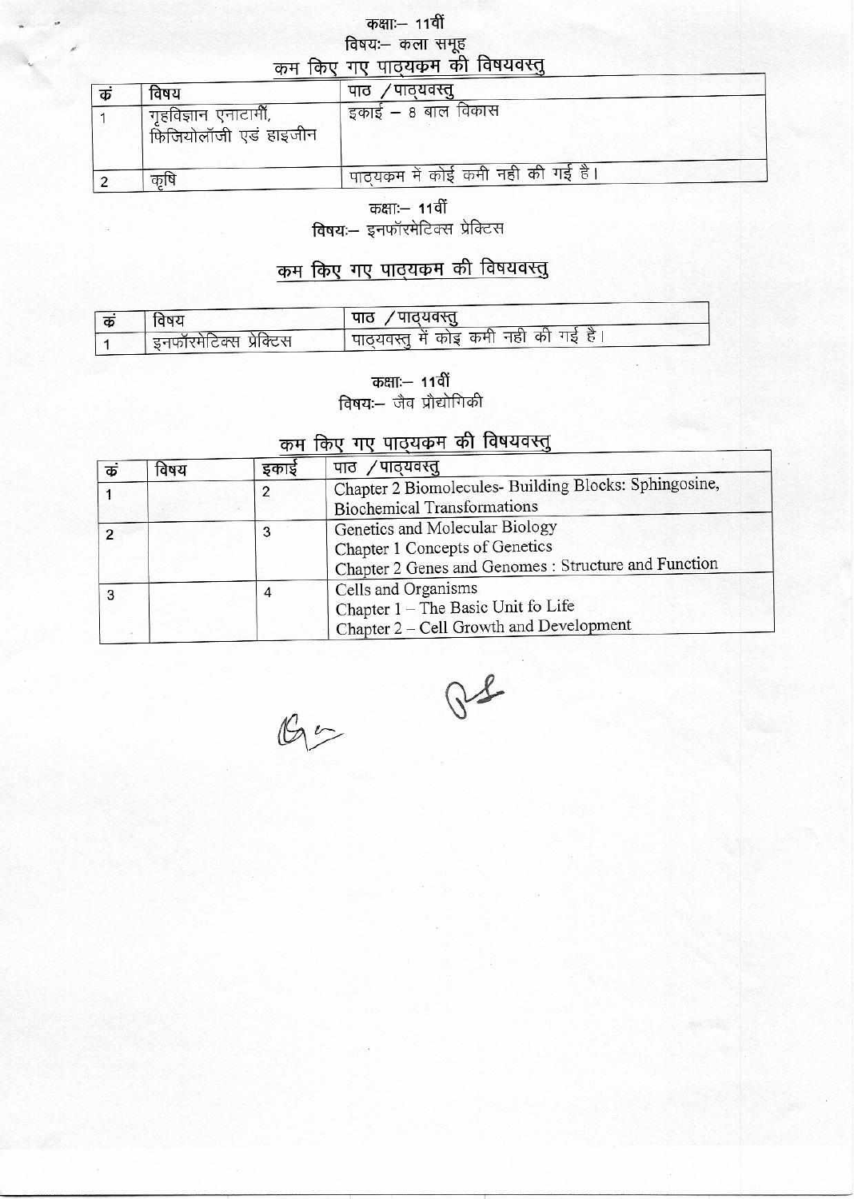कक्षा:– 11वीं

विषय:– कला समूह

## कम किए गए पाठ्यक्रम की विषयवस्तु

| क्रं | विषय | पाठ /पाठ्यवस्तु |
|---|---|---|
| 1 | गृहविज्ञान एनाटामी, फिजियोलॉजी एडं हाइजीन | इकाई – 8 बाल विकास |
| 2 | कृषि | पाठ्यक्रम मे कोई कमी नही की गई है। |

कक्षा:– 11वीं

विषय:– इनफॉरमेटिक्स प्रेक्टिस

## कम किए गए पाठ्यक्रम की विषयवस्तु

| क्रं | विषय | पाठ /पाठ्यवस्तु |
|---|---|---|
| 1 | इनफॉरमेटिक्स प्रेक्टिस | पाठ्यवस्तु में कोइ कमी नही की गई है। |

कक्षा:– 11वीं

विषय:– जैव प्रौद्योगिकी

## कम किए गए पाठ्यक्रम की विषयवस्तु

| क्रं | विषय | इकाई | पाठ /पाठ्यवस्तु |
|---|---|---|---|
| 1 | | 2 | Chapter 2 Biomolecules- Building Blocks: Sphingosine, Biochemical Transformations |
| 2 | | 3 | Genetics and Molecular Biology<br>Chapter 1 Concepts of Genetics<br>Chapter 2 Genes and Genomes : Structure and Function |
| 3 | | 4 | Cells and Organisms<br>Chapter 1 – The Basic Unit fo Life<br>Chapter 2 – Cell Growth and Development |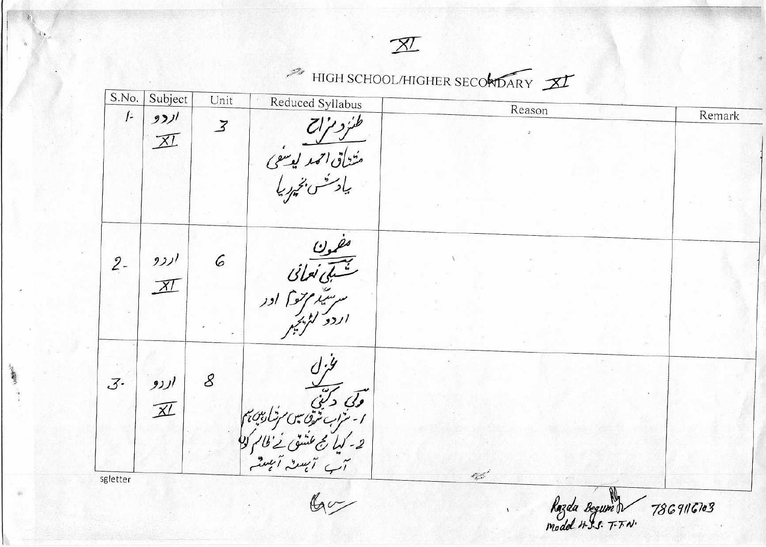XI

HIGH SCHOOL/HIGHER SECONDARY XI

| S.No. | Subject | Unit | Reduced Syllabus | Reason | Remark |
|---|---|---|---|---|---|
| 1. | اردو XI | 3 | **طنز و مزاح** مشتاق احمد یوسفی یادش بخیر ریا | | |
| 2. | اردو XI | 6 | **مضمون** شبلی نعمانی سرسید مرحوم اور اردو لٹریچر | | |
| 3. | اردو XI | 8 | **غزل** ولی دکنی ۱۔ شراب شوق سیں سرشار ہیں ہم ۲۔ کیا مجھ عشق نے ظالم کوں آب آہستہ آہستہ | | |

sgletter

Razda Begum
Model H.S.S. T.T.N. 7869116703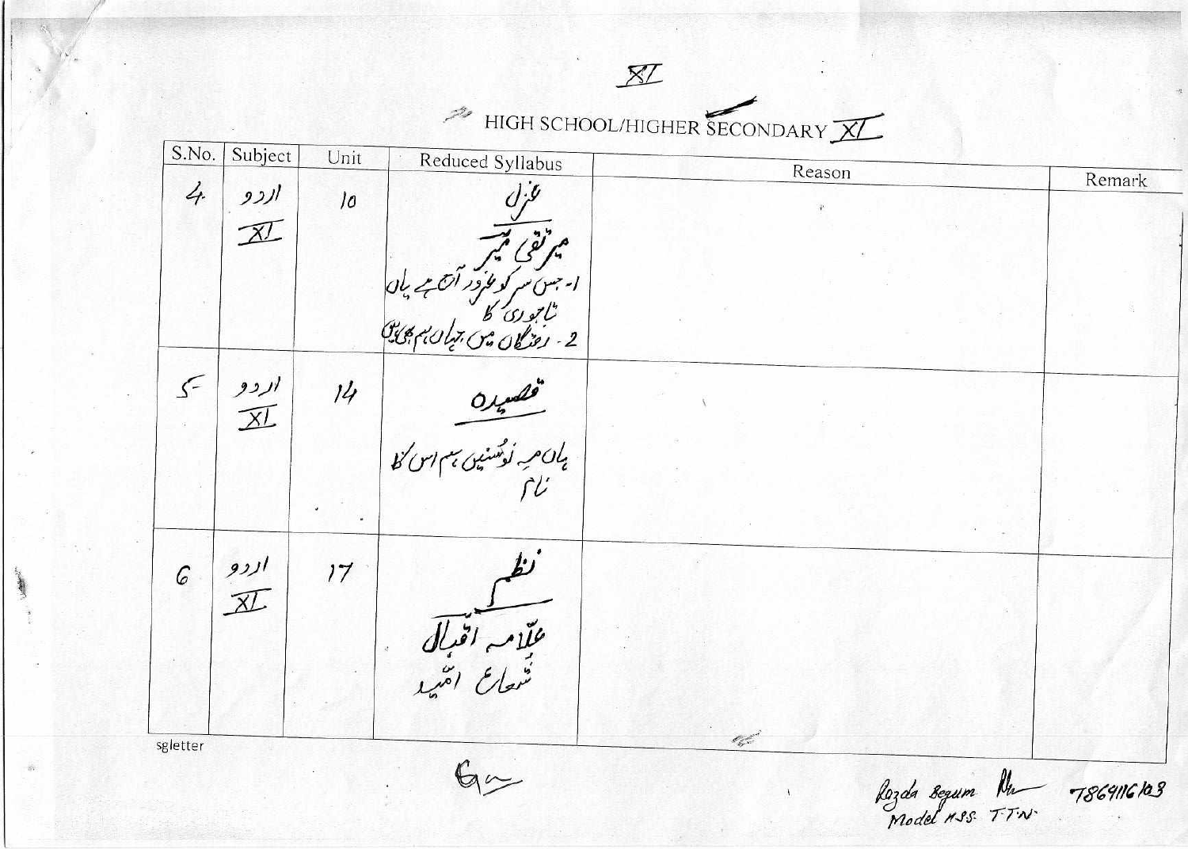XI

HIGH SCHOOL/HIGHER SECONDARY XI

| S.No. | Subject | Unit | Reduced Syllabus | Reason | Remark |
|---|---|---|---|---|---|
| 4. | اردو XI | 10 | غزل<br>میر تقی میر<br>1- جس سر کو غرور آج ہے یاں تاجوری کا<br>2- رفتگاں میں جہاں ہم بھی ہیں | | |
| 5. | اردو XI | 14 | قصیدہ<br>ہاں مہ نو سنیں ہم اس کا نام | | |
| 6 | اردو XI | 17 | نظم<br>علامہ اقبال<br>شعاع امید | | |

sgletter

Rozda Begum
Model HSS. T.T.N.
7864116103